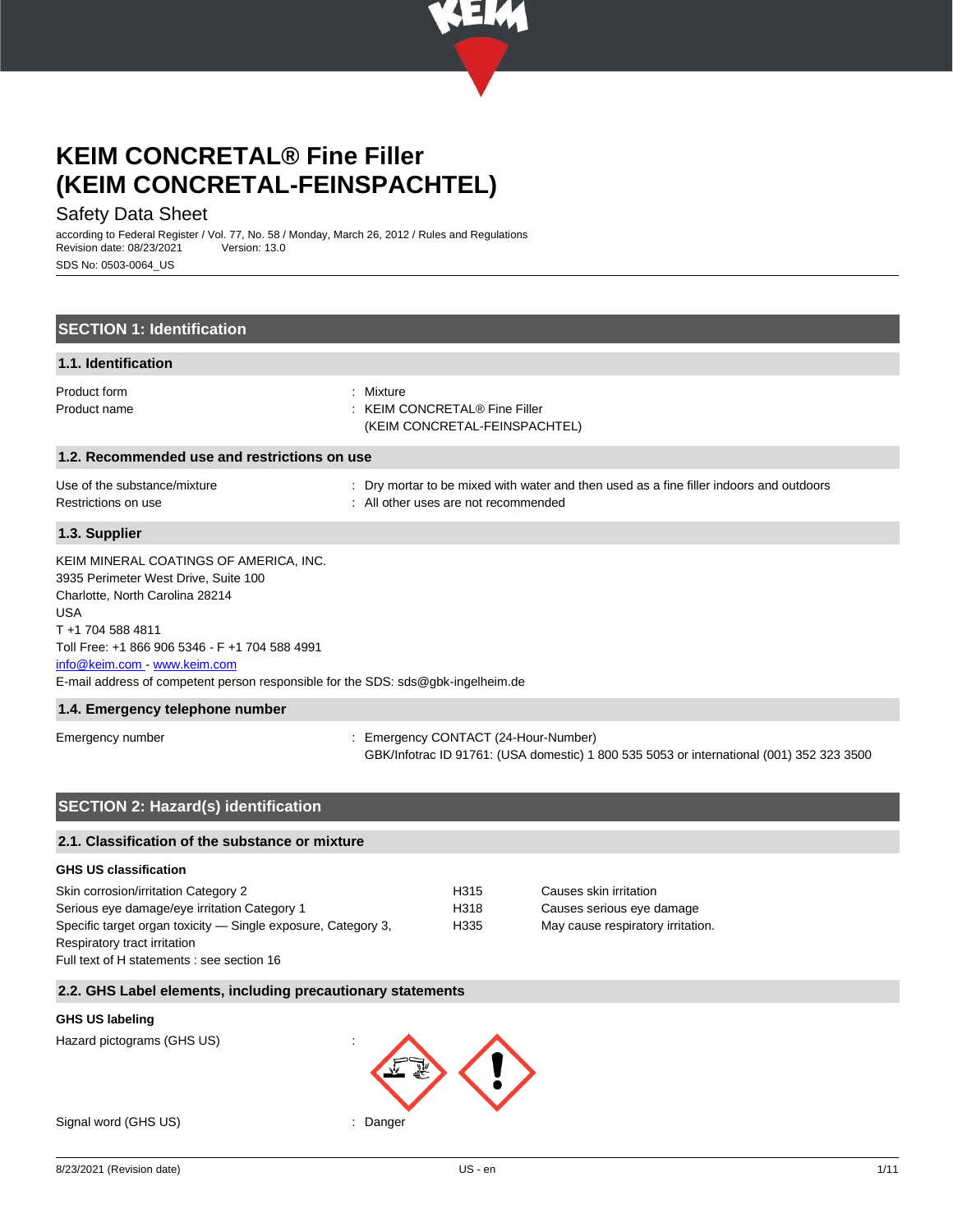# KEIM CONCRETAL® Fine Filler (KEIM CONCRETAL-FEINSPACHTEL)

Safety Data Sheet

according to Federal Register / Vol. 77, No. 58 / Monday, March 26, 2012 / Rules and Regulations
Revision date: 08/23/2021 Version: 13.0
SDS No: 0503-0064_US

## SECTION 1: Identification

### 1.1. Identification

Product form : Mixture
Product name : KEIM CONCRETAL® Fine Filler (KEIM CONCRETAL-FEINSPACHTEL)

### 1.2. Recommended use and restrictions on use

Use of the substance/mixture : Dry mortar to be mixed with water and then used as a fine filler indoors and outdoors
Restrictions on use : All other uses are not recommended

### 1.3. Supplier

KEIM MINERAL COATINGS OF AMERICA, INC.
3935 Perimeter West Drive, Suite 100
Charlotte, North Carolina 28214
USA
T +1 704 588 4811
Toll Free: +1 866 906 5346 - F +1 704 588 4991
info@keim.com - www.keim.com
E-mail address of competent person responsible for the SDS: sds@gbk-ingelheim.de

### 1.4. Emergency telephone number

Emergency number : Emergency CONTACT (24-Hour-Number)
GBK/Infotrac ID 91761: (USA domestic) 1 800 535 5053 or international (001) 352 323 3500

## SECTION 2: Hazard(s) identification

### 2.1. Classification of the substance or mixture

**GHS US classification**

| | | |
|---|---|---|
| Skin corrosion/irritation Category 2 | H315 | Causes skin irritation |
| Serious eye damage/eye irritation Category 1 | H318 | Causes serious eye damage |
| Specific target organ toxicity — Single exposure, Category 3, Respiratory tract irritation | H335 | May cause respiratory irritation. |

Full text of H statements : see section 16

### 2.2. GHS Label elements, including precautionary statements

**GHS US labeling**

Hazard pictograms (GHS US) :

Signal word (GHS US) : Danger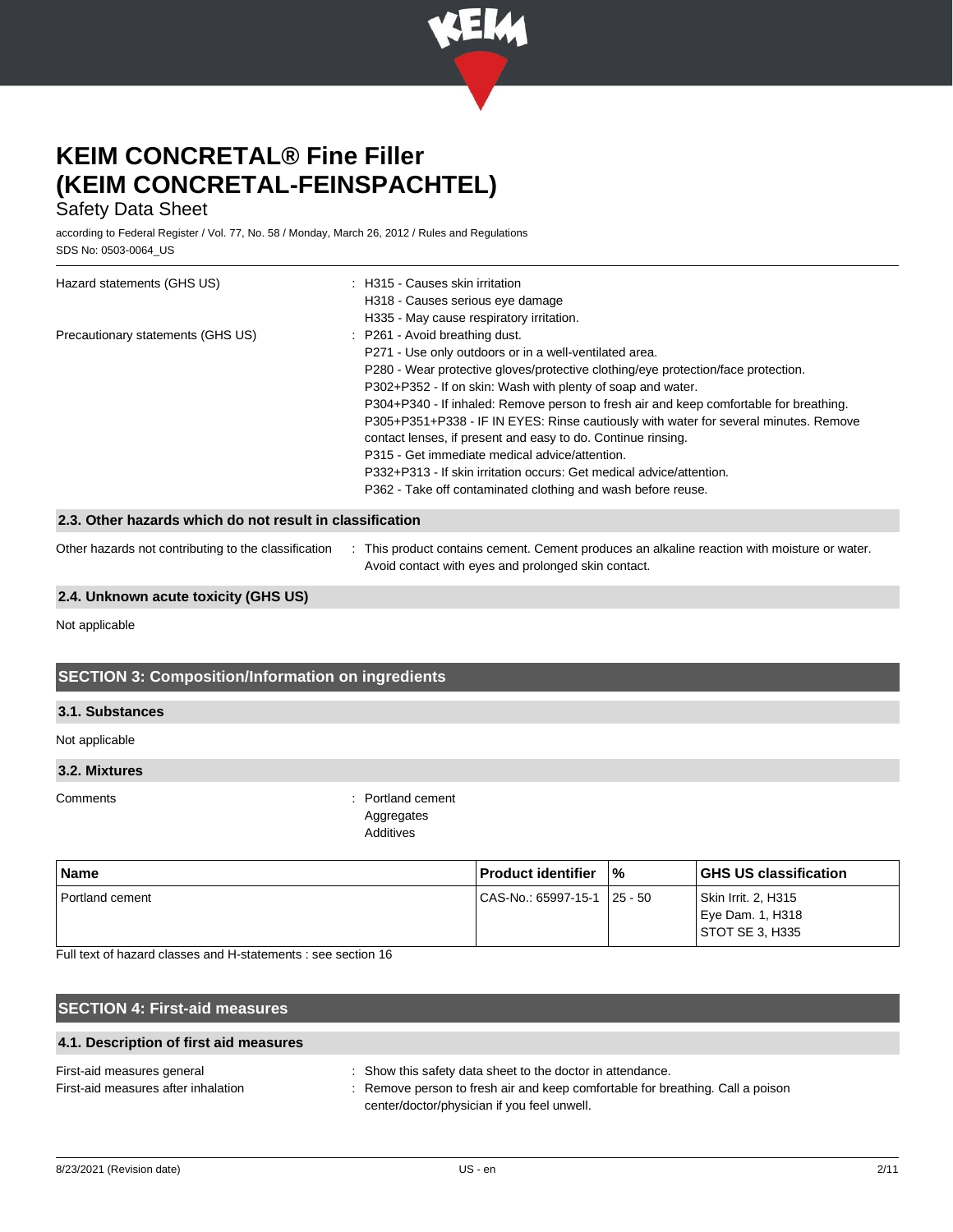| | |
|---|---|
| Hazard statements (GHS US) | : H315 - Causes skin irritation<br>H318 - Causes serious eye damage<br>H335 - May cause respiratory irritation. |
| Precautionary statements (GHS US) | : P261 - Avoid breathing dust.<br>P271 - Use only outdoors or in a well-ventilated area.<br>P280 - Wear protective gloves/protective clothing/eye protection/face protection.<br>P302+P352 - If on skin: Wash with plenty of soap and water.<br>P304+P340 - If inhaled: Remove person to fresh air and keep comfortable for breathing.<br>P305+P351+P338 - IF IN EYES: Rinse cautiously with water for several minutes. Remove contact lenses, if present and easy to do. Continue rinsing.<br>P315 - Get immediate medical advice/attention.<br>P332+P313 - If skin irritation occurs: Get medical advice/attention.<br>P362 - Take off contaminated clothing and wash before reuse. |

### 2.3. Other hazards which do not result in classification

Other hazards not contributing to the classification : This product contains cement. Cement produces an alkaline reaction with moisture or water. Avoid contact with eyes and prolonged skin contact.

### 2.4. Unknown acute toxicity (GHS US)

Not applicable

## SECTION 3: Composition/Information on ingredients

### 3.1. Substances

Not applicable

### 3.2. Mixtures

Comments : Portland cement
Aggregates
Additives

| Name | Product identifier | % | GHS US classification |
|---|---|---|---|
| Portland cement | CAS-No.: 65997-15-1 | 25 - 50 | Skin Irrit. 2, H315<br>Eye Dam. 1, H318<br>STOT SE 3, H335 |

Full text of hazard classes and H-statements : see section 16

## SECTION 4: First-aid measures

### 4.1. Description of first aid measures

First-aid measures general : Show this safety data sheet to the doctor in attendance.

First-aid measures after inhalation : Remove person to fresh air and keep comfortable for breathing. Call a poison center/doctor/physician if you feel unwell.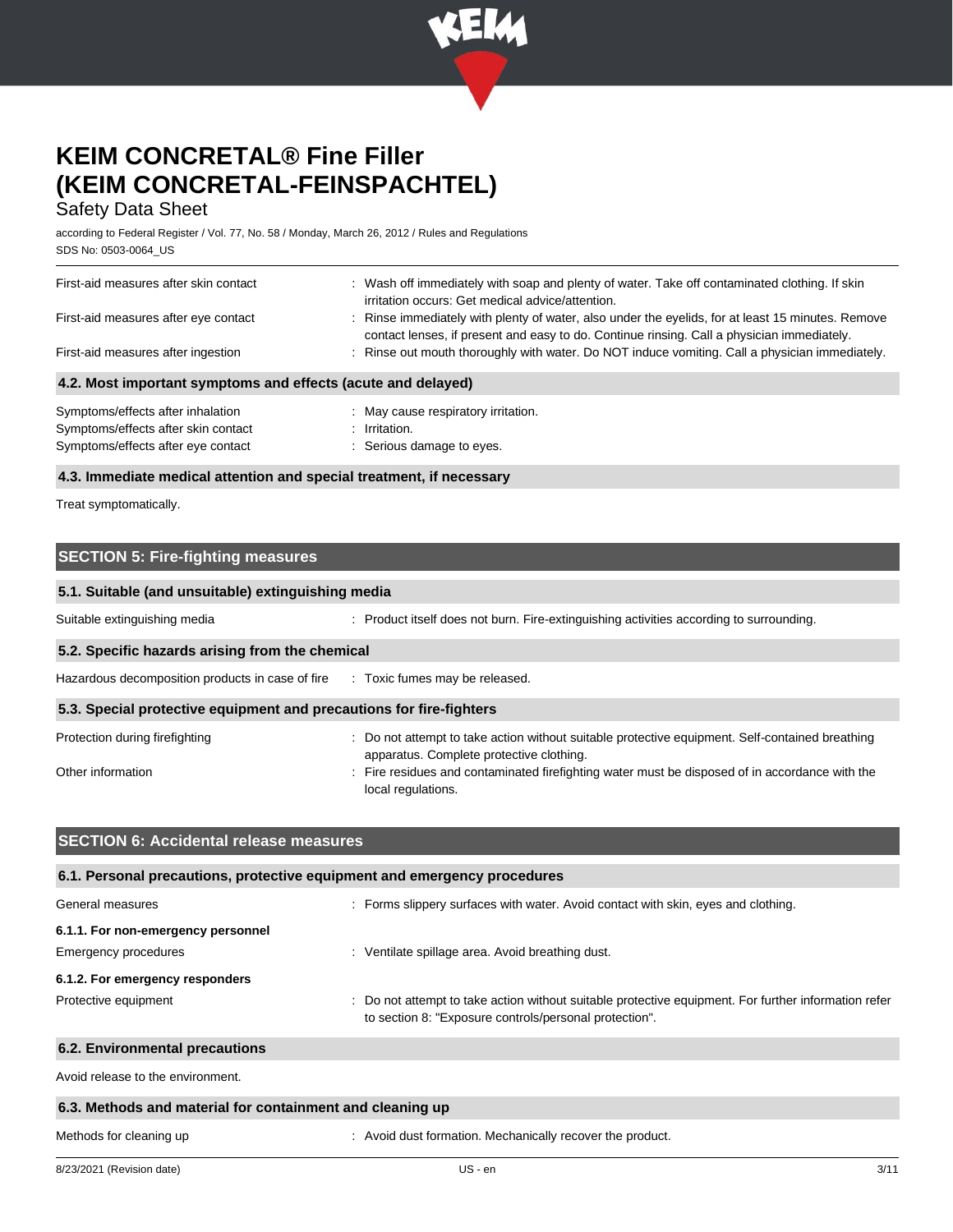| | |
|---|---|
| First-aid measures after skin contact | : Wash off immediately with soap and plenty of water. Take off contaminated clothing. If skin irritation occurs: Get medical advice/attention. |
| First-aid measures after eye contact | : Rinse immediately with plenty of water, also under the eyelids, for at least 15 minutes. Remove contact lenses, if present and easy to do. Continue rinsing. Call a physician immediately. |
| First-aid measures after ingestion | : Rinse out mouth thoroughly with water. Do NOT induce vomiting. Call a physician immediately. |

### 4.2. Most important symptoms and effects (acute and delayed)

| | |
|---|---|
| Symptoms/effects after inhalation | : May cause respiratory irritation. |
| Symptoms/effects after skin contact | : Irritation. |
| Symptoms/effects after eye contact | : Serious damage to eyes. |

### 4.3. Immediate medical attention and special treatment, if necessary

Treat symptomatically.

## SECTION 5: Fire-fighting measures

### 5.1. Suitable (and unsuitable) extinguishing media

| | |
|---|---|
| Suitable extinguishing media | : Product itself does not burn. Fire-extinguishing activities according to surrounding. |

### 5.2. Specific hazards arising from the chemical

| | |
|---|---|
| Hazardous decomposition products in case of fire | : Toxic fumes may be released. |

### 5.3. Special protective equipment and precautions for fire-fighters

| | |
|---|---|
| Protection during firefighting | : Do not attempt to take action without suitable protective equipment. Self-contained breathing apparatus. Complete protective clothing. |
| Other information | : Fire residues and contaminated firefighting water must be disposed of in accordance with the local regulations. |

## SECTION 6: Accidental release measures

### 6.1. Personal precautions, protective equipment and emergency procedures

| | |
|---|---|
| General measures | : Forms slippery surfaces with water. Avoid contact with skin, eyes and clothing. |

**6.1.1. For non-emergency personnel**

| | |
|---|---|
| Emergency procedures | : Ventilate spillage area. Avoid breathing dust. |

**6.1.2. For emergency responders**

| | |
|---|---|
| Protective equipment | : Do not attempt to take action without suitable protective equipment. For further information refer to section 8: "Exposure controls/personal protection". |

### 6.2. Environmental precautions

Avoid release to the environment.

### 6.3. Methods and material for containment and cleaning up

| | |
|---|---|
| Methods for cleaning up | : Avoid dust formation. Mechanically recover the product. |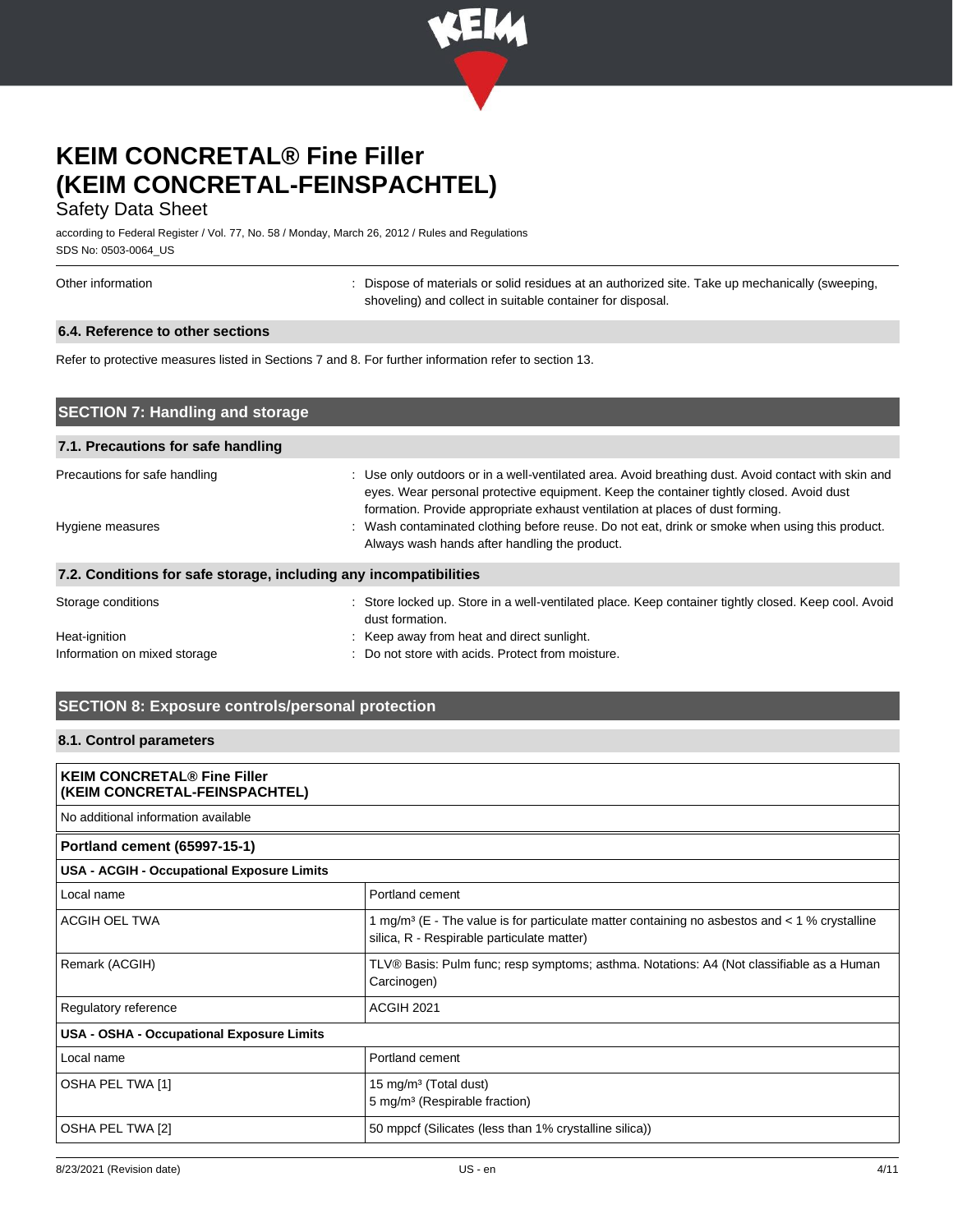Other information : Dispose of materials or solid residues at an authorized site. Take up mechanically (sweeping, shoveling) and collect in suitable container for disposal.

### 6.4. Reference to other sections

Refer to protective measures listed in Sections 7 and 8. For further information refer to section 13.

## SECTION 7: Handling and storage

### 7.1. Precautions for safe handling

Precautions for safe handling : Use only outdoors or in a well-ventilated area. Avoid breathing dust. Avoid contact with skin and eyes. Wear personal protective equipment. Keep the container tightly closed. Avoid dust formation. Provide appropriate exhaust ventilation at places of dust forming.

Hygiene measures : Wash contaminated clothing before reuse. Do not eat, drink or smoke when using this product. Always wash hands after handling the product.

### 7.2. Conditions for safe storage, including any incompatibilities

Storage conditions : Store locked up. Store in a well-ventilated place. Keep container tightly closed. Keep cool. Avoid dust formation.

Heat-ignition : Keep away from heat and direct sunlight.

Information on mixed storage : Do not store with acids. Protect from moisture.

## SECTION 8: Exposure controls/personal protection

### 8.1. Control parameters

| **KEIM CONCRETAL® Fine Filler (KEIM CONCRETAL-FEINSPACHTEL)** | |
|---|---|
| No additional information available | |

| **Portland cement (65997-15-1)** | |
|---|---|
| **USA - ACGIH - Occupational Exposure Limits** | |
| Local name | Portland cement |
| ACGIH OEL TWA | 1 mg/m³ (E - The value is for particulate matter containing no asbestos and < 1 % crystalline silica, R - Respirable particulate matter) |
| Remark (ACGIH) | TLV® Basis: Pulm func; resp symptoms; asthma. Notations: A4 (Not classifiable as a Human Carcinogen) |
| Regulatory reference | ACGIH 2021 |
| **USA - OSHA - Occupational Exposure Limits** | |
| Local name | Portland cement |
| OSHA PEL TWA [1] | 15 mg/m³ (Total dust)<br>5 mg/m³ (Respirable fraction) |
| OSHA PEL TWA [2] | 50 mppcf (Silicates (less than 1% crystalline silica)) |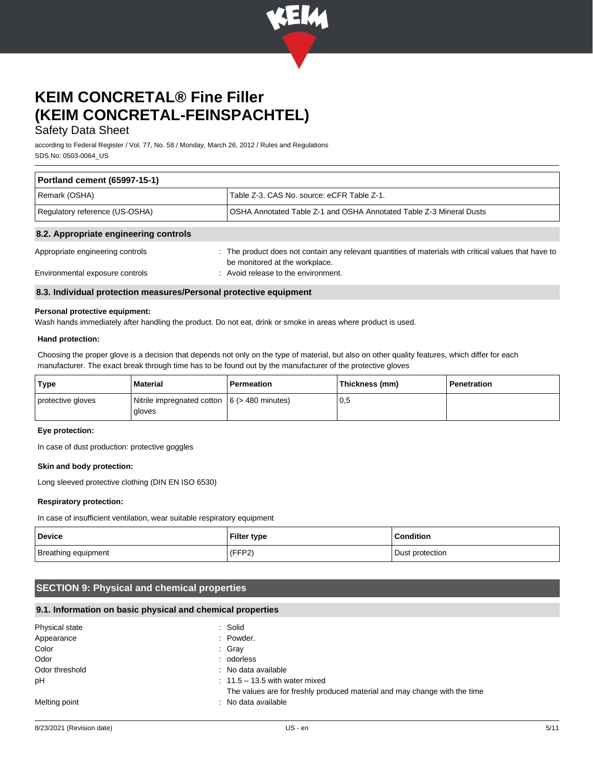| Portland cement (65997-15-1) | |
|---|---|
| Remark (OSHA) | Table Z-3. CAS No. source: eCFR Table Z-1. |
| Regulatory reference (US-OSHA) | OSHA Annotated Table Z-1 and OSHA Annotated Table Z-3 Mineral Dusts |

### 8.2. Appropriate engineering controls

Appropriate engineering controls : The product does not contain any relevant quantities of materials with critical values that have to be monitored at the workplace.

Environmental exposure controls : Avoid release to the environment.

### 8.3. Individual protection measures/Personal protective equipment

**Personal protective equipment:**

Wash hands immediately after handling the product. Do not eat, drink or smoke in areas where product is used.

**Hand protection:**

Choosing the proper glove is a decision that depends not only on the type of material, but also on other quality features, which differ for each manufacturer. The exact break through time has to be found out by the manufacturer of the protective gloves

| Type | Material | Permeation | Thickness (mm) | Penetration |
|---|---|---|---|---|
| protective gloves | Nitrile impregnated cotton gloves | 6 (> 480 minutes) | 0,5 | |

**Eye protection:**

In case of dust production: protective goggles

**Skin and body protection:**

Long sleeved protective clothing (DIN EN ISO 6530)

**Respiratory protection:**

In case of insufficient ventilation, wear suitable respiratory equipment

| Device | Filter type | Condition |
|---|---|---|
| Breathing equipment | (FFP2) | Dust protection |

## SECTION 9: Physical and chemical properties

### 9.1. Information on basic physical and chemical properties

Physical state : Solid

Appearance : Powder.

Color : Gray

Odor : odorless

Odor threshold : No data available

pH : 11.5 – 13.5 with water mixed
The values are for freshly produced material and may change with the time

Melting point : No data available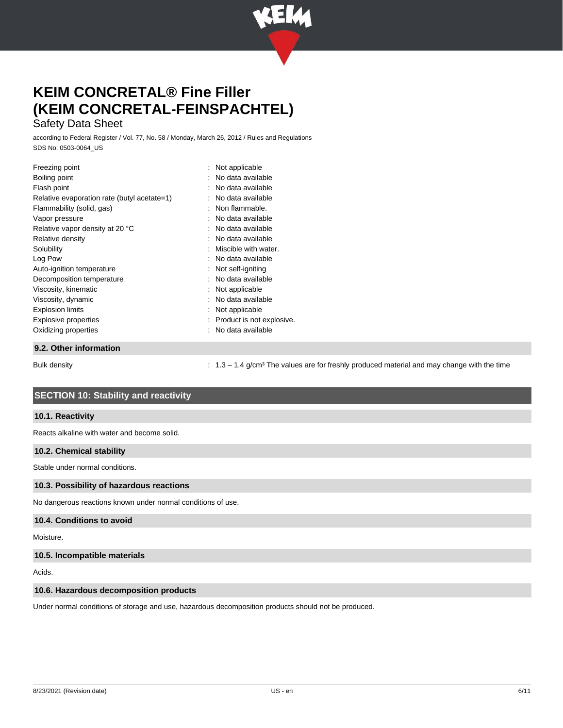| | |
|---|---|
| Freezing point | : Not applicable |
| Boiling point | : No data available |
| Flash point | : No data available |
| Relative evaporation rate (butyl acetate=1) | : No data available |
| Flammability (solid, gas) | : Non flammable. |
| Vapor pressure | : No data available |
| Relative vapor density at 20 °C | : No data available |
| Relative density | : No data available |
| Solubility | : Miscible with water. |
| Log Pow | : No data available |
| Auto-ignition temperature | : Not self-igniting |
| Decomposition temperature | : No data available |
| Viscosity, kinematic | : Not applicable |
| Viscosity, dynamic | : No data available |
| Explosion limits | : Not applicable |
| Explosive properties | : Product is not explosive. |
| Oxidizing properties | : No data available |

### 9.2. Other information

| | |
|---|---|
| Bulk density | : 1.3 – 1.4 g/cm³ The values are for freshly produced material and may change with the time |

## SECTION 10: Stability and reactivity

### 10.1. Reactivity

Reacts alkaline with water and become solid.

### 10.2. Chemical stability

Stable under normal conditions.

### 10.3. Possibility of hazardous reactions

No dangerous reactions known under normal conditions of use.

### 10.4. Conditions to avoid

Moisture.

### 10.5. Incompatible materials

Acids.

### 10.6. Hazardous decomposition products

Under normal conditions of storage and use, hazardous decomposition products should not be produced.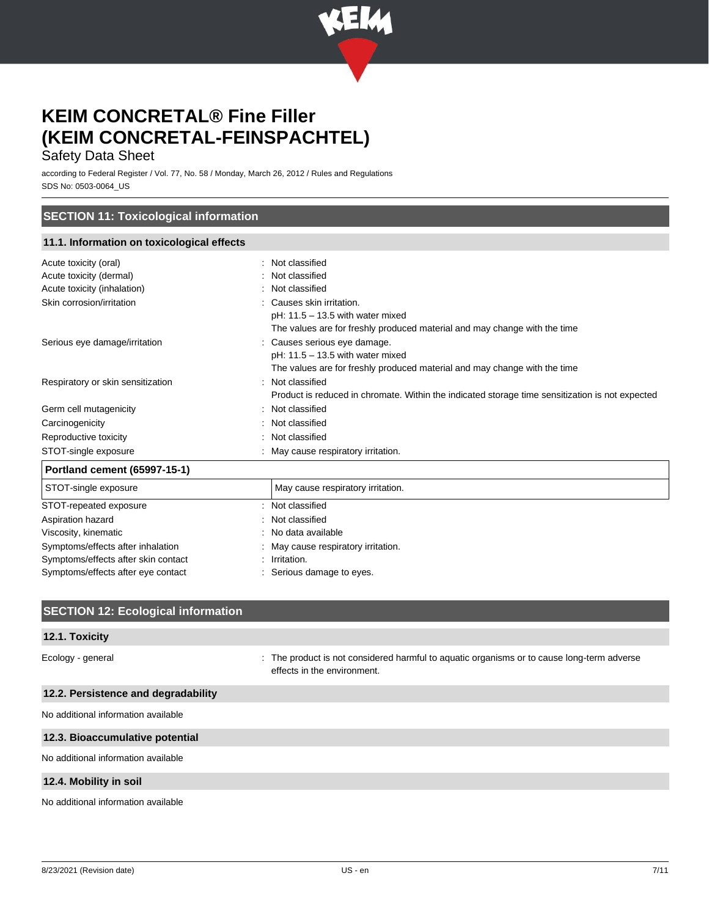# KEIM CONCRETAL® Fine Filler (KEIM CONCRETAL-FEINSPACHTEL)

Safety Data Sheet

according to Federal Register / Vol. 77, No. 58 / Monday, March 26, 2012 / Rules and Regulations
SDS No: 0503-0064_US

## SECTION 11: Toxicological information

### 11.1. Information on toxicological effects

Acute toxicity (oral) : Not classified
Acute toxicity (dermal) : Not classified
Acute toxicity (inhalation) : Not classified
Skin corrosion/irritation : Causes skin irritation.
pH: 11.5 – 13.5 with water mixed
The values are for freshly produced material and may change with the time
Serious eye damage/irritation : Causes serious eye damage.
pH: 11.5 – 13.5 with water mixed
The values are for freshly produced material and may change with the time
Respiratory or skin sensitization : Not classified
Product is reduced in chromate. Within the indicated storage time sensitization is not expected
Germ cell mutagenicity : Not classified
Carcinogenicity : Not classified
Reproductive toxicity : Not classified
STOT-single exposure : May cause respiratory irritation.

| Portland cement (65997-15-1) | |
|---|---|
| STOT-single exposure | May cause respiratory irritation. |

STOT-repeated exposure : Not classified
Aspiration hazard : Not classified
Viscosity, kinematic : No data available
Symptoms/effects after inhalation : May cause respiratory irritation.
Symptoms/effects after skin contact : Irritation.
Symptoms/effects after eye contact : Serious damage to eyes.

## SECTION 12: Ecological information

### 12.1. Toxicity

Ecology - general : The product is not considered harmful to aquatic organisms or to cause long-term adverse effects in the environment.

### 12.2. Persistence and degradability

No additional information available

### 12.3. Bioaccumulative potential

No additional information available

### 12.4. Mobility in soil

No additional information available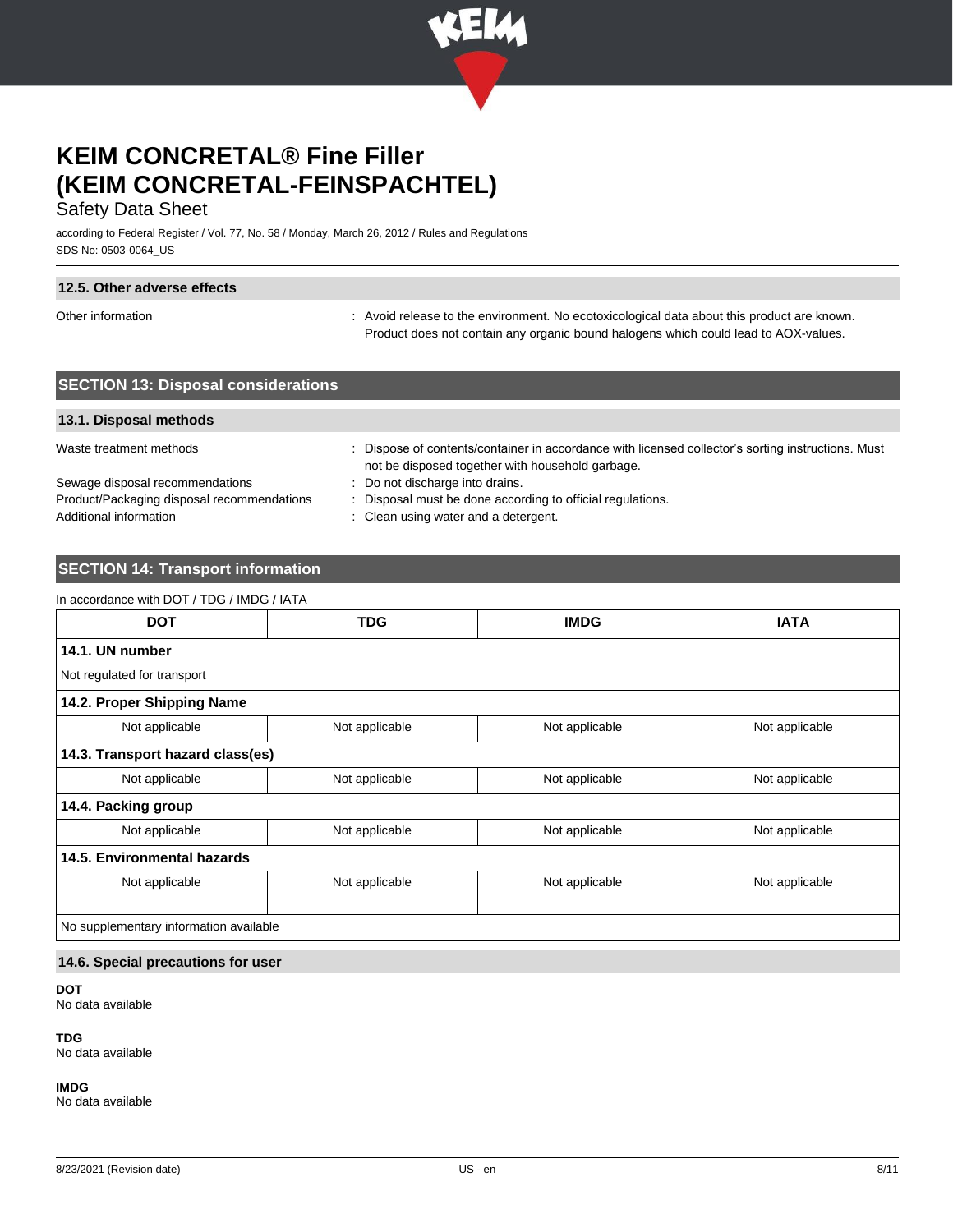### 12.5. Other adverse effects

Other information : Avoid release to the environment. No ecotoxicological data about this product are known. Product does not contain any organic bound halogens which could lead to AOX-values.

## SECTION 13: Disposal considerations

### 13.1. Disposal methods

Waste treatment methods : Dispose of contents/container in accordance with licensed collector's sorting instructions. Must not be disposed together with household garbage.

Sewage disposal recommendations : Do not discharge into drains.

Product/Packaging disposal recommendations : Disposal must be done according to official regulations.

Additional information : Clean using water and a detergent.

## SECTION 14: Transport information

In accordance with DOT / TDG / IMDG / IATA

| DOT | TDG | IMDG | IATA |
|---|---|---|---|
| **14.1. UN number** | | | |
| Not regulated for transport | | | |
| **14.2. Proper Shipping Name** | | | |
| Not applicable | Not applicable | Not applicable | Not applicable |
| **14.3. Transport hazard class(es)** | | | |
| Not applicable | Not applicable | Not applicable | Not applicable |
| **14.4. Packing group** | | | |
| Not applicable | Not applicable | Not applicable | Not applicable |
| **14.5. Environmental hazards** | | | |
| Not applicable | Not applicable | Not applicable | Not applicable |
| No supplementary information available | | | |

### 14.6. Special precautions for user

**DOT**
No data available

**TDG**
No data available

**IMDG**
No data available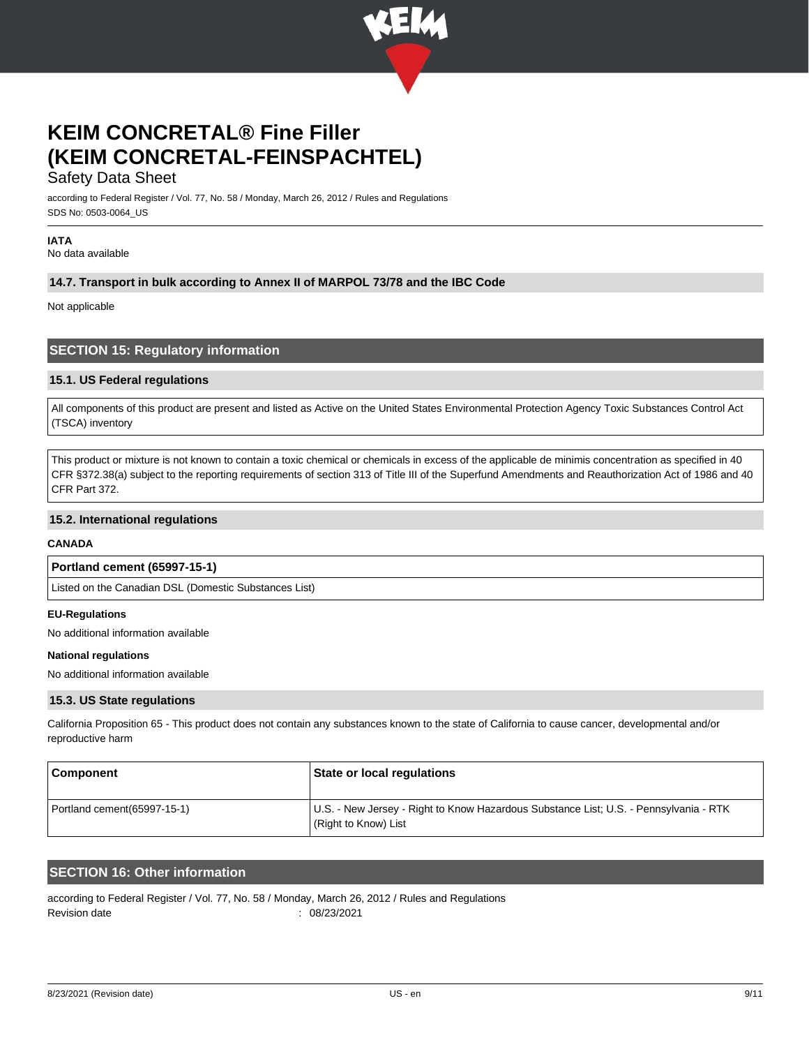**IATA**

No data available

### 14.7. Transport in bulk according to Annex II of MARPOL 73/78 and the IBC Code

Not applicable

## SECTION 15: Regulatory information

### 15.1. US Federal regulations

All components of this product are present and listed as Active on the United States Environmental Protection Agency Toxic Substances Control Act (TSCA) inventory

This product or mixture is not known to contain a toxic chemical or chemicals in excess of the applicable de minimis concentration as specified in 40 CFR §372.38(a) subject to the reporting requirements of section 313 of Title III of the Superfund Amendments and Reauthorization Act of 1986 and 40 CFR Part 372.

### 15.2. International regulations

**CANADA**

| Portland cement (65997-15-1) |
|---|
| Listed on the Canadian DSL (Domestic Substances List) |

**EU-Regulations**

No additional information available

**National regulations**

No additional information available

### 15.3. US State regulations

California Proposition 65 - This product does not contain any substances known to the state of California to cause cancer, developmental and/or reproductive harm

| Component | State or local regulations |
|---|---|
| Portland cement(65997-15-1) | U.S. - New Jersey - Right to Know Hazardous Substance List; U.S. - Pennsylvania - RTK (Right to Know) List |

## SECTION 16: Other information

according to Federal Register / Vol. 77, No. 58 / Monday, March 26, 2012 / Rules and Regulations

Revision date : 08/23/2021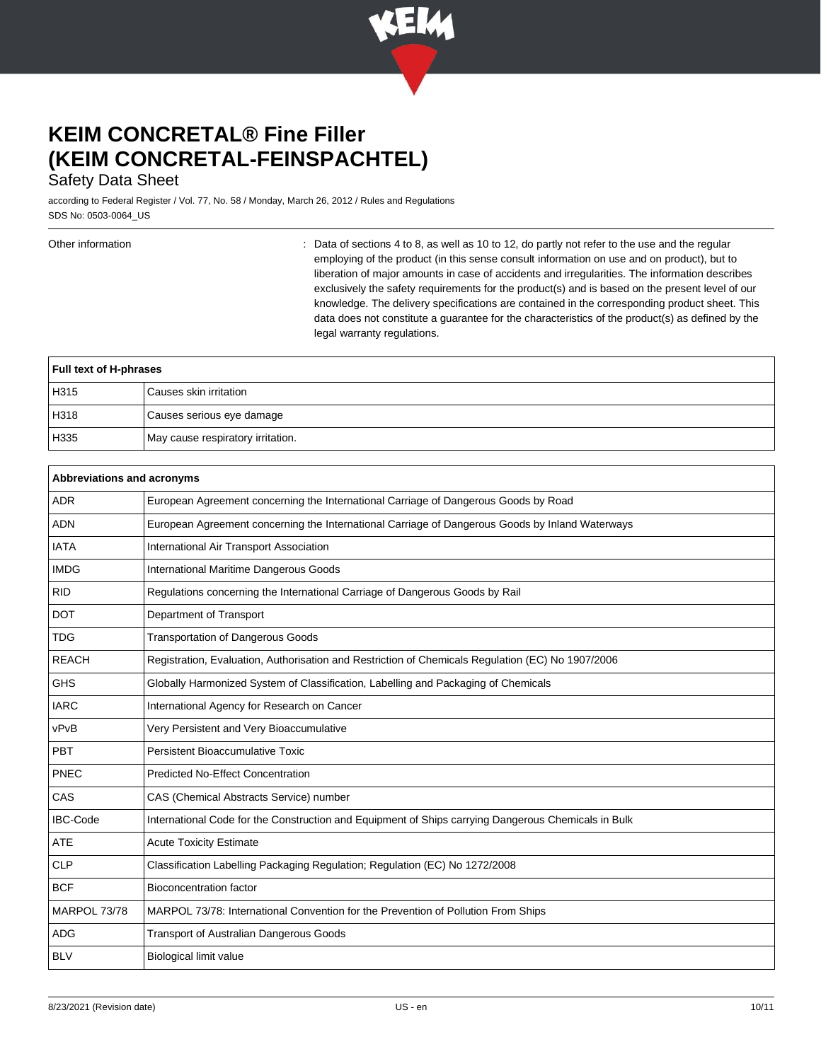Other information : Data of sections 4 to 8, as well as 10 to 12, do partly not refer to the use and the regular employing of the product (in this sense consult information on use and on product), but to liberation of major amounts in case of accidents and irregularities. The information describes exclusively the safety requirements for the product(s) and is based on the present level of our knowledge. The delivery specifications are contained in the corresponding product sheet. This data does not constitute a guarantee for the characteristics of the product(s) as defined by the legal warranty regulations.

| Full text of H-phrases | |
|---|---|
| H315 | Causes skin irritation |
| H318 | Causes serious eye damage |
| H335 | May cause respiratory irritation. |

| Abbreviations and acronyms | |
|---|---|
| ADR | European Agreement concerning the International Carriage of Dangerous Goods by Road |
| ADN | European Agreement concerning the International Carriage of Dangerous Goods by Inland Waterways |
| IATA | International Air Transport Association |
| IMDG | International Maritime Dangerous Goods |
| RID | Regulations concerning the International Carriage of Dangerous Goods by Rail |
| DOT | Department of Transport |
| TDG | Transportation of Dangerous Goods |
| REACH | Registration, Evaluation, Authorisation and Restriction of Chemicals Regulation (EC) No 1907/2006 |
| GHS | Globally Harmonized System of Classification, Labelling and Packaging of Chemicals |
| IARC | International Agency for Research on Cancer |
| vPvB | Very Persistent and Very Bioaccumulative |
| PBT | Persistent Bioaccumulative Toxic |
| PNEC | Predicted No-Effect Concentration |
| CAS | CAS (Chemical Abstracts Service) number |
| IBC-Code | International Code for the Construction and Equipment of Ships carrying Dangerous Chemicals in Bulk |
| ATE | Acute Toxicity Estimate |
| CLP | Classification Labelling Packaging Regulation; Regulation (EC) No 1272/2008 |
| BCF | Bioconcentration factor |
| MARPOL 73/78 | MARPOL 73/78: International Convention for the Prevention of Pollution From Ships |
| ADG | Transport of Australian Dangerous Goods |
| BLV | Biological limit value |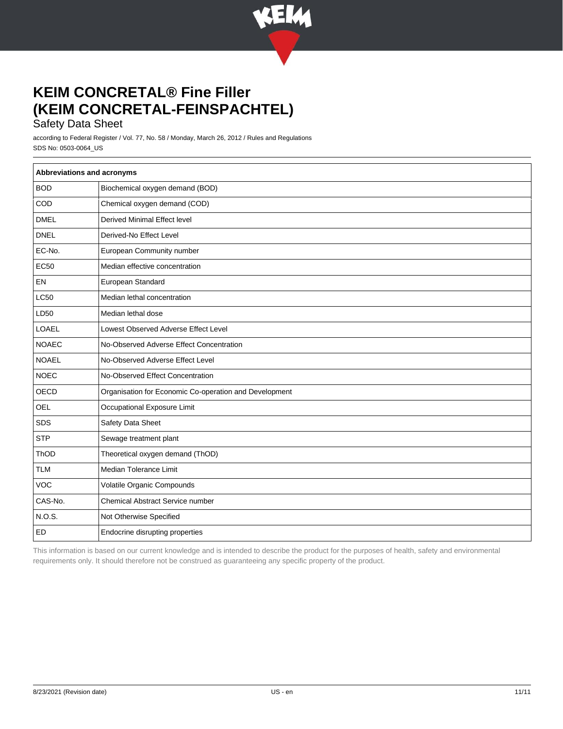# KEIM CONCRETAL® Fine Filler (KEIM CONCRETAL-FEINSPACHTEL)

Safety Data Sheet

according to Federal Register / Vol. 77, No. 58 / Monday, March 26, 2012 / Rules and Regulations

SDS No: 0503-0064_US

| Abbreviations and acronyms | |
|---|---|
| BOD | Biochemical oxygen demand (BOD) |
| COD | Chemical oxygen demand (COD) |
| DMEL | Derived Minimal Effect level |
| DNEL | Derived-No Effect Level |
| EC-No. | European Community number |
| EC50 | Median effective concentration |
| EN | European Standard |
| LC50 | Median lethal concentration |
| LD50 | Median lethal dose |
| LOAEL | Lowest Observed Adverse Effect Level |
| NOAEC | No-Observed Adverse Effect Concentration |
| NOAEL | No-Observed Adverse Effect Level |
| NOEC | No-Observed Effect Concentration |
| OECD | Organisation for Economic Co-operation and Development |
| OEL | Occupational Exposure Limit |
| SDS | Safety Data Sheet |
| STP | Sewage treatment plant |
| ThOD | Theoretical oxygen demand (ThOD) |
| TLM | Median Tolerance Limit |
| VOC | Volatile Organic Compounds |
| CAS-No. | Chemical Abstract Service number |
| N.O.S. | Not Otherwise Specified |
| ED | Endocrine disrupting properties |

This information is based on our current knowledge and is intended to describe the product for the purposes of health, safety and environmental requirements only. It should therefore not be construed as guaranteeing any specific property of the product.

8/23/2021 (Revision date) US - en